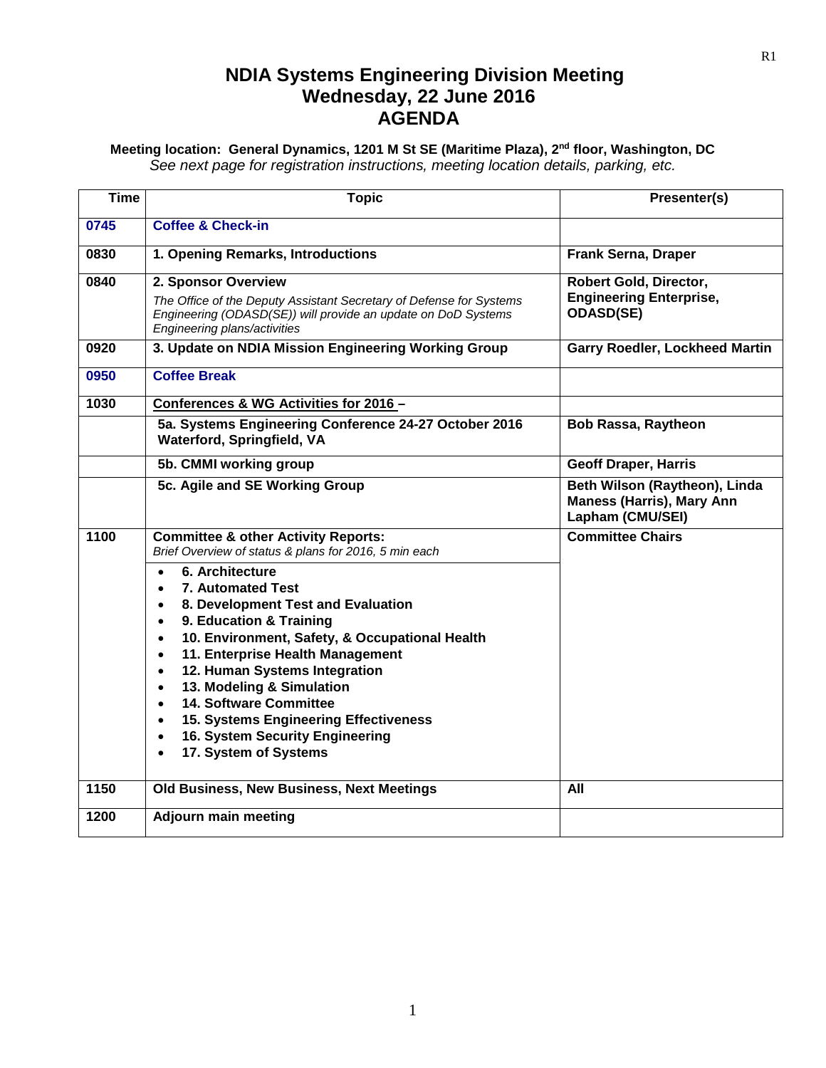# NDIA Systems Engineering Division Meeting
# Wednesday, 22 June 2016
# AGENDA

**Meeting location: General Dynamics, 1201 M St SE (Maritime Plaza), 2nd floor, Washington, DC**
*See next page for registration instructions, meeting location details, parking, etc.*

| Time | Topic | Presenter(s) |
|---|---|---|
| **0745** | **Coffee & Check-in** | |
| **0830** | **1. Opening Remarks, Introductions** | **Frank Serna, Draper** |
| **0840** | **2. Sponsor Overview** *The Office of the Deputy Assistant Secretary of Defense for Systems Engineering (ODASD(SE)) will provide an update on DoD Systems Engineering plans/activities* | **Robert Gold, Director, Engineering Enterprise, ODASD(SE)** |
| **0920** | **3. Update on NDIA Mission Engineering Working Group** | **Garry Roedler, Lockheed Martin** |
| **0950** | **Coffee Break** | |
| **1030** | **Conferences & WG Activities for 2016 –** | |
| | **5a. Systems Engineering Conference 24-27 October 2016 Waterford, Springfield, VA** | **Bob Rassa, Raytheon** |
| | **5b. CMMI working group** | **Geoff Draper, Harris** |
| | **5c. Agile and SE Working Group** | **Beth Wilson (Raytheon), Linda Maness (Harris), Mary Ann Lapham (CMU/SEI)** |
| **1100** | **Committee & other Activity Reports:** *Brief Overview of status & plans for 2016, 5 min each* <br>• **6. Architecture** <br>• **7. Automated Test** <br>• **8. Development Test and Evaluation** <br>• **9. Education & Training** <br>• **10. Environment, Safety, & Occupational Health** <br>• **11. Enterprise Health Management** <br>• **12. Human Systems Integration** <br>• **13. Modeling & Simulation** <br>• **14. Software Committee** <br>• **15. Systems Engineering Effectiveness** <br>• **16. System Security Engineering** <br>• **17. System of Systems** | **Committee Chairs** |
| **1150** | **Old Business, New Business, Next Meetings** | **All** |
| **1200** | **Adjourn main meeting** | |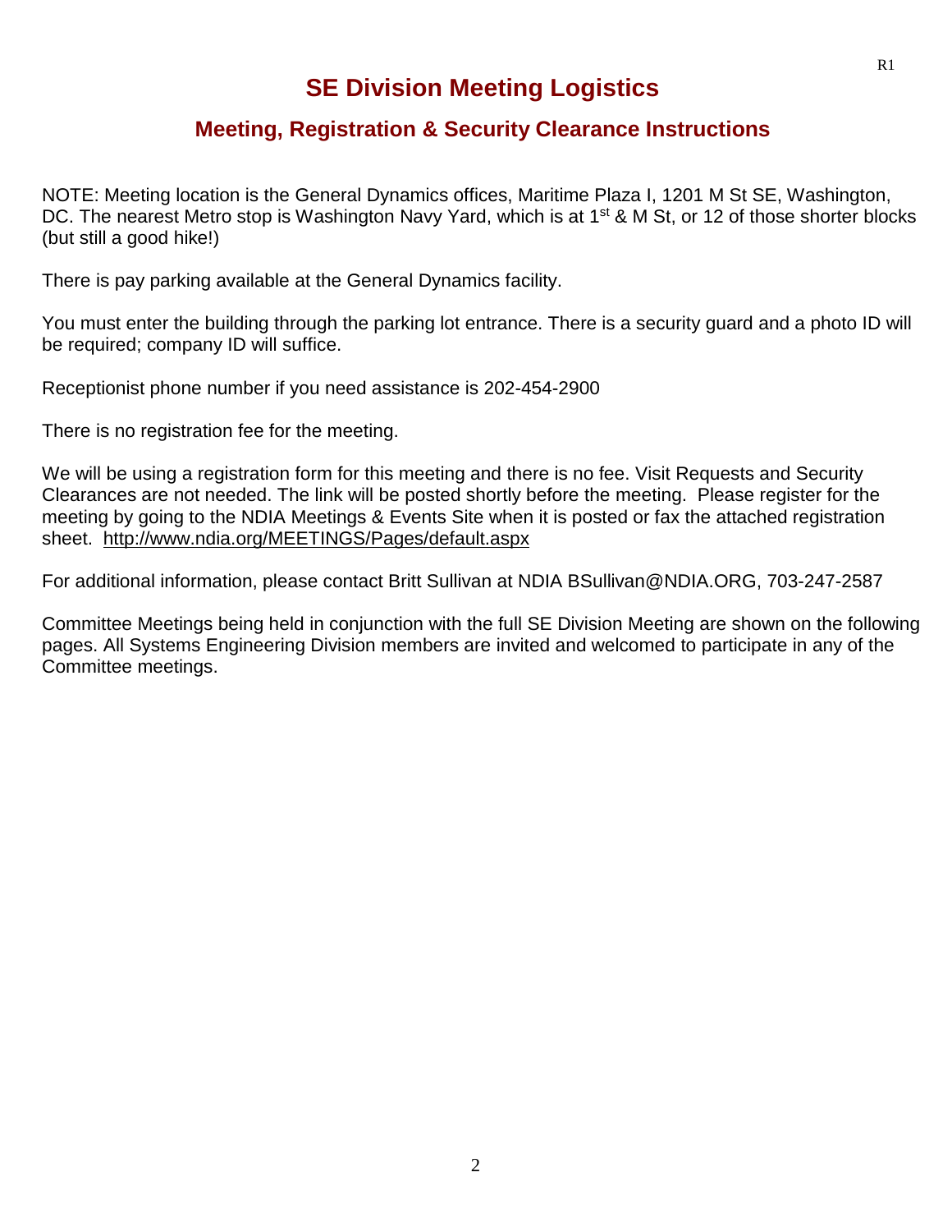# SE Division Meeting Logistics

## Meeting, Registration & Security Clearance Instructions

NOTE: Meeting location is the General Dynamics offices, Maritime Plaza I, 1201 M St SE, Washington, DC. The nearest Metro stop is Washington Navy Yard, which is at 1st & M St, or 12 of those shorter blocks (but still a good hike!)

There is pay parking available at the General Dynamics facility.

You must enter the building through the parking lot entrance. There is a security guard and a photo ID will be required; company ID will suffice.

Receptionist phone number if you need assistance is 202-454-2900

There is no registration fee for the meeting.

We will be using a registration form for this meeting and there is no fee. Visit Requests and Security Clearances are not needed. The link will be posted shortly before the meeting. Please register for the meeting by going to the NDIA Meetings & Events Site when it is posted or fax the attached registration sheet. http://www.ndia.org/MEETINGS/Pages/default.aspx

For additional information, please contact Britt Sullivan at NDIA BSullivan@NDIA.ORG, 703-247-2587

Committee Meetings being held in conjunction with the full SE Division Meeting are shown on the following pages. All Systems Engineering Division members are invited and welcomed to participate in any of the Committee meetings.